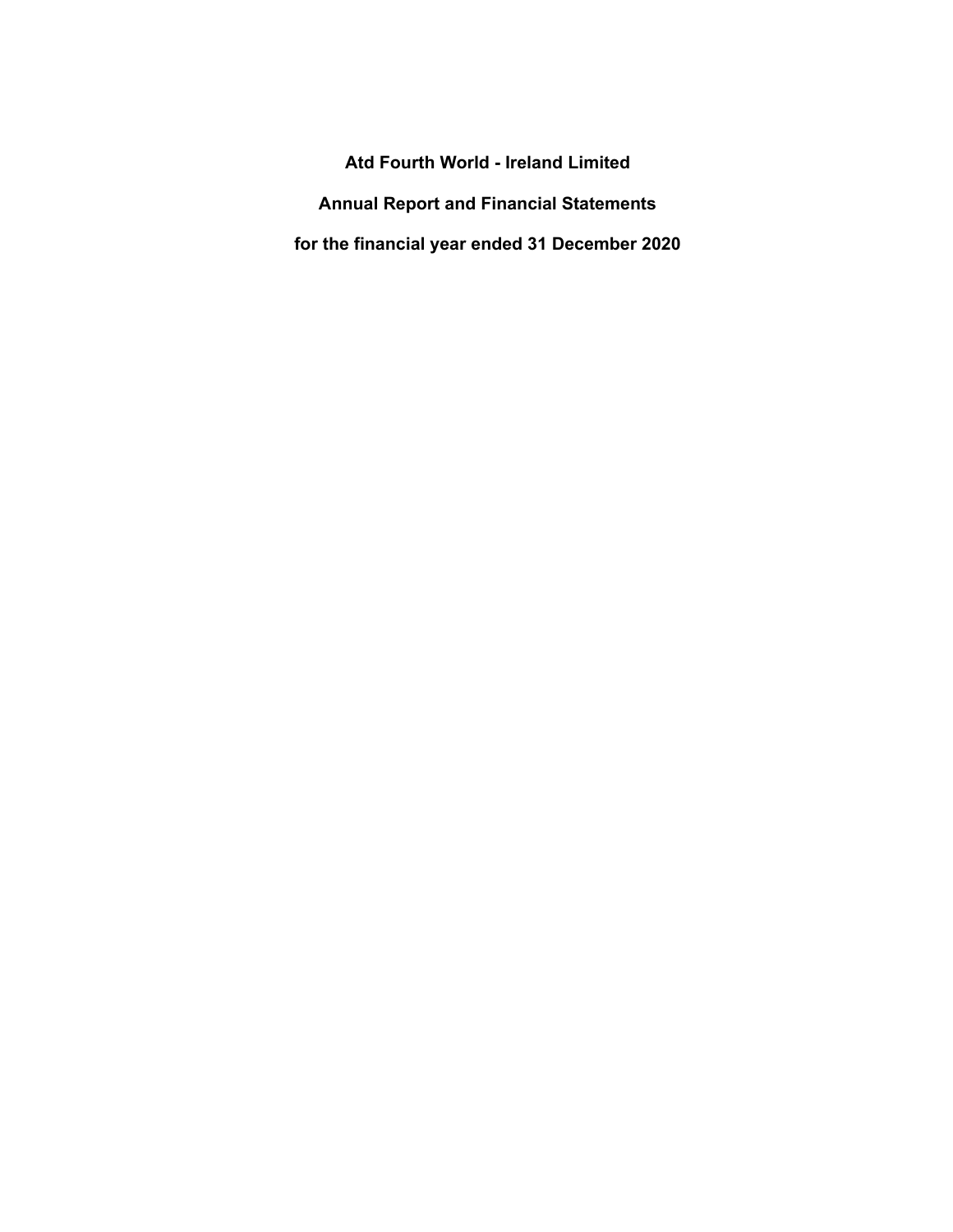# Atd Fourth World - Ireland Limited

## Annual Report and Financial Statements

## for the financial year ended 31 December 2020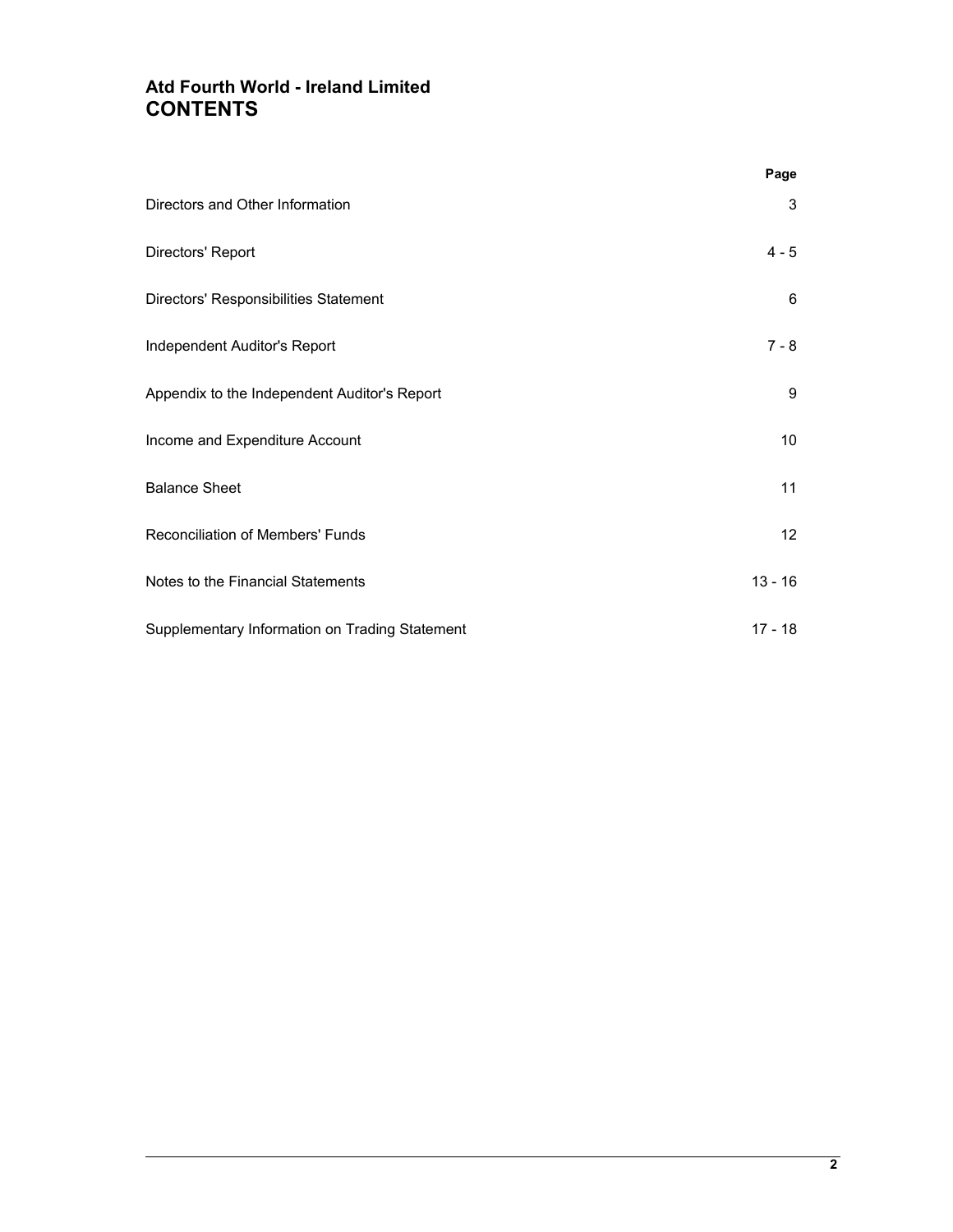# Atd Fourth World - Ireland Limited
## CONTENTS

| | Page |
|---|---|
| Directors and Other Information | 3 |
| Directors' Report | 4 - 5 |
| Directors' Responsibilities Statement | 6 |
| Independent Auditor's Report | 7 - 8 |
| Appendix to the Independent Auditor's Report | 9 |
| Income and Expenditure Account | 10 |
| Balance Sheet | 11 |
| Reconciliation of Members' Funds | 12 |
| Notes to the Financial Statements | 13 - 16 |
| Supplementary Information on Trading Statement | 17 - 18 |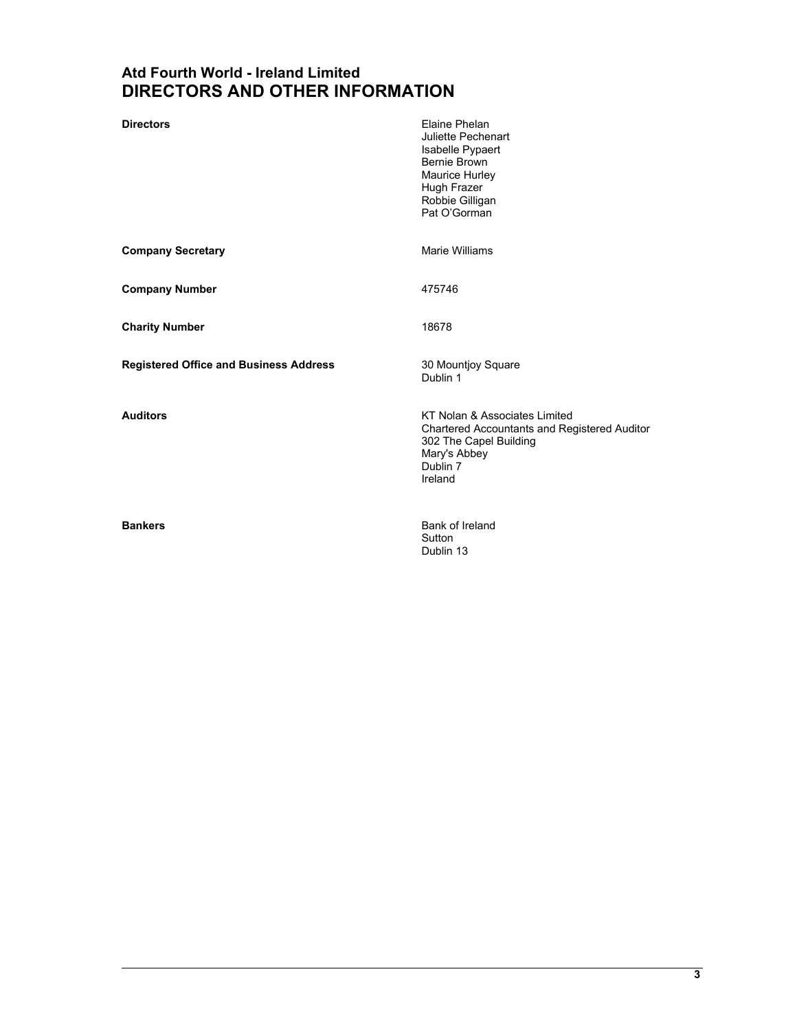# Atd Fourth World - Ireland Limited
# DIRECTORS AND OTHER INFORMATION

| | |
|---|---|
| **Directors** | Elaine Phelan<br>Juliette Pechenart<br>Isabelle Pypaert<br>Bernie Brown<br>Maurice Hurley<br>Hugh Frazer<br>Robbie Gilligan<br>Pat O'Gorman |
| **Company Secretary** | Marie Williams |
| **Company Number** | 475746 |
| **Charity Number** | 18678 |
| **Registered Office and Business Address** | 30 Mountjoy Square<br>Dublin 1 |
| **Auditors** | KT Nolan & Associates Limited<br>Chartered Accountants and Registered Auditor<br>302 The Capel Building<br>Mary's Abbey<br>Dublin 7<br>Ireland |
| **Bankers** | Bank of Ireland<br>Sutton<br>Dublin 13 |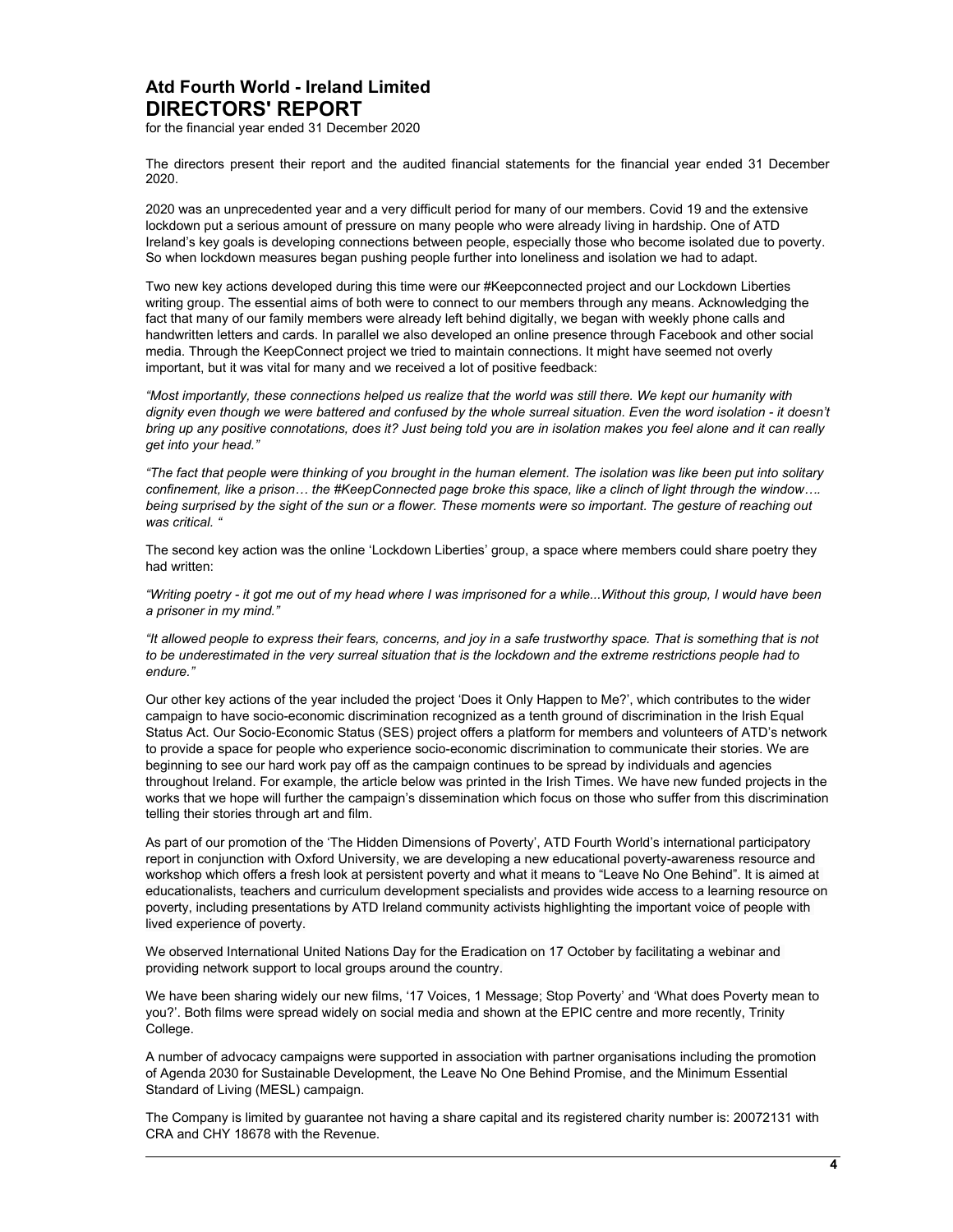# Atd Fourth World - Ireland Limited
## DIRECTORS' REPORT

for the financial year ended 31 December 2020

The directors present their report and the audited financial statements for the financial year ended 31 December 2020.

2020 was an unprecedented year and a very difficult period for many of our members. Covid 19 and the extensive lockdown put a serious amount of pressure on many people who were already living in hardship. One of ATD Ireland's key goals is developing connections between people, especially those who become isolated due to poverty. So when lockdown measures began pushing people further into loneliness and isolation we had to adapt.

Two new key actions developed during this time were our #Keepconnected project and our Lockdown Liberties writing group. The essential aims of both were to connect to our members through any means. Acknowledging the fact that many of our family members were already left behind digitally, we began with weekly phone calls and handwritten letters and cards. In parallel we also developed an online presence through Facebook and other social media. Through the KeepConnect project we tried to maintain connections. It might have seemed not overly important, but it was vital for many and we received a lot of positive feedback:

*"Most importantly, these connections helped us realize that the world was still there. We kept our humanity with dignity even though we were battered and confused by the whole surreal situation. Even the word isolation - it doesn't bring up any positive connotations, does it? Just being told you are in isolation makes you feel alone and it can really get into your head."*

*"The fact that people were thinking of you brought in the human element. The isolation was like been put into solitary confinement, like a prison… the #KeepConnected page broke this space, like a clinch of light through the window…. being surprised by the sight of the sun or a flower. These moments were so important. The gesture of reaching out was critical. "*

The second key action was the online 'Lockdown Liberties' group, a space where members could share poetry they had written:

*"Writing poetry - it got me out of my head where I was imprisoned for a while...Without this group, I would have been a prisoner in my mind."*

*"It allowed people to express their fears, concerns, and joy in a safe trustworthy space. That is something that is not to be underestimated in the very surreal situation that is the lockdown and the extreme restrictions people had to endure."*

Our other key actions of the year included the project 'Does it Only Happen to Me?', which contributes to the wider campaign to have socio-economic discrimination recognized as a tenth ground of discrimination in the Irish Equal Status Act. Our Socio-Economic Status (SES) project offers a platform for members and volunteers of ATD's network to provide a space for people who experience socio-economic discrimination to communicate their stories. We are beginning to see our hard work pay off as the campaign continues to be spread by individuals and agencies throughout Ireland. For example, the article below was printed in the Irish Times. We have new funded projects in the works that we hope will further the campaign's dissemination which focus on those who suffer from this discrimination telling their stories through art and film.

As part of our promotion of the 'The Hidden Dimensions of Poverty', ATD Fourth World's international participatory report in conjunction with Oxford University, we are developing a new educational poverty-awareness resource and workshop which offers a fresh look at persistent poverty and what it means to "Leave No One Behind". It is aimed at educationalists, teachers and curriculum development specialists and provides wide access to a learning resource on poverty, including presentations by ATD Ireland community activists highlighting the important voice of people with lived experience of poverty.

We observed International United Nations Day for the Eradication on 17 October by facilitating a webinar and providing network support to local groups around the country.

We have been sharing widely our new films, '17 Voices, 1 Message; Stop Poverty' and 'What does Poverty mean to you?'. Both films were spread widely on social media and shown at the EPIC centre and more recently, Trinity College.

A number of advocacy campaigns were supported in association with partner organisations including the promotion of Agenda 2030 for Sustainable Development, the Leave No One Behind Promise, and the Minimum Essential Standard of Living (MESL) campaign.

The Company is limited by guarantee not having a share capital and its registered charity number is: 20072131 with CRA and CHY 18678 with the Revenue.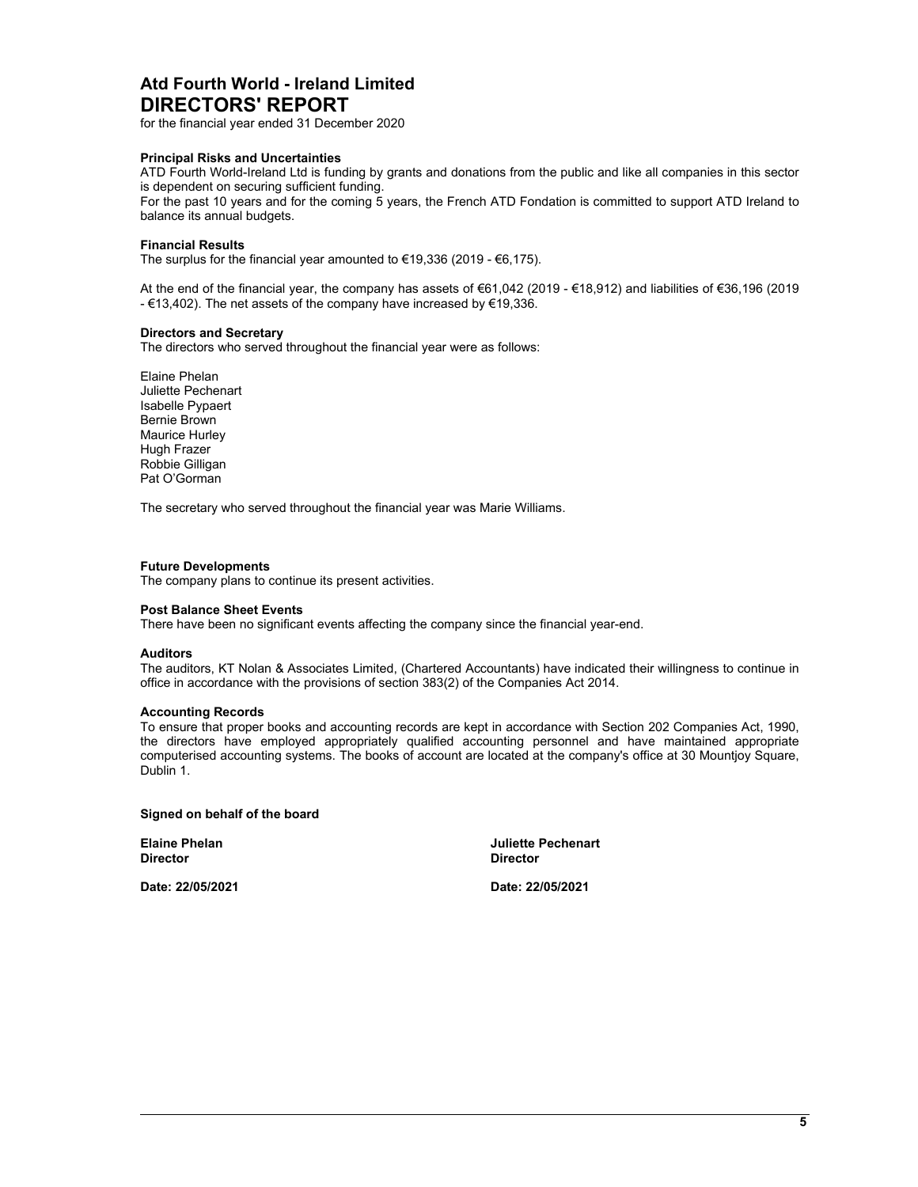# Atd Fourth World - Ireland Limited
# DIRECTORS' REPORT

for the financial year ended 31 December 2020

**Principal Risks and Uncertainties**

ATD Fourth World-Ireland Ltd is funding by grants and donations from the public and like all companies in this sector is dependent on securing sufficient funding.

For the past 10 years and for the coming 5 years, the French ATD Fondation is committed to support ATD Ireland to balance its annual budgets.

**Financial Results**

The surplus for the financial year amounted to €19,336 (2019 - €6,175).

At the end of the financial year, the company has assets of €61,042 (2019 - €18,912) and liabilities of €36,196 (2019 - €13,402). The net assets of the company have increased by €19,336.

**Directors and Secretary**

The directors who served throughout the financial year were as follows:

Elaine Phelan
Juliette Pechenart
Isabelle Pypaert
Bernie Brown
Maurice Hurley
Hugh Frazer
Robbie Gilligan
Pat O'Gorman

The secretary who served throughout the financial year was Marie Williams.

**Future Developments**

The company plans to continue its present activities.

**Post Balance Sheet Events**

There have been no significant events affecting the company since the financial year-end.

**Auditors**

The auditors, KT Nolan & Associates Limited, (Chartered Accountants) have indicated their willingness to continue in office in accordance with the provisions of section 383(2) of the Companies Act 2014.

**Accounting Records**

To ensure that proper books and accounting records are kept in accordance with Section 202 Companies Act, 1990, the directors have employed appropriately qualified accounting personnel and have maintained appropriate computerised accounting systems. The books of account are located at the company's office at 30 Mountjoy Square, Dublin 1.

**Signed on behalf of the board**

| | |
|---|---|
| **Elaine Phelan** | **Juliette Pechenart** |
| **Director** | **Director** |
| **Date: 22/05/2021** | **Date: 22/05/2021** |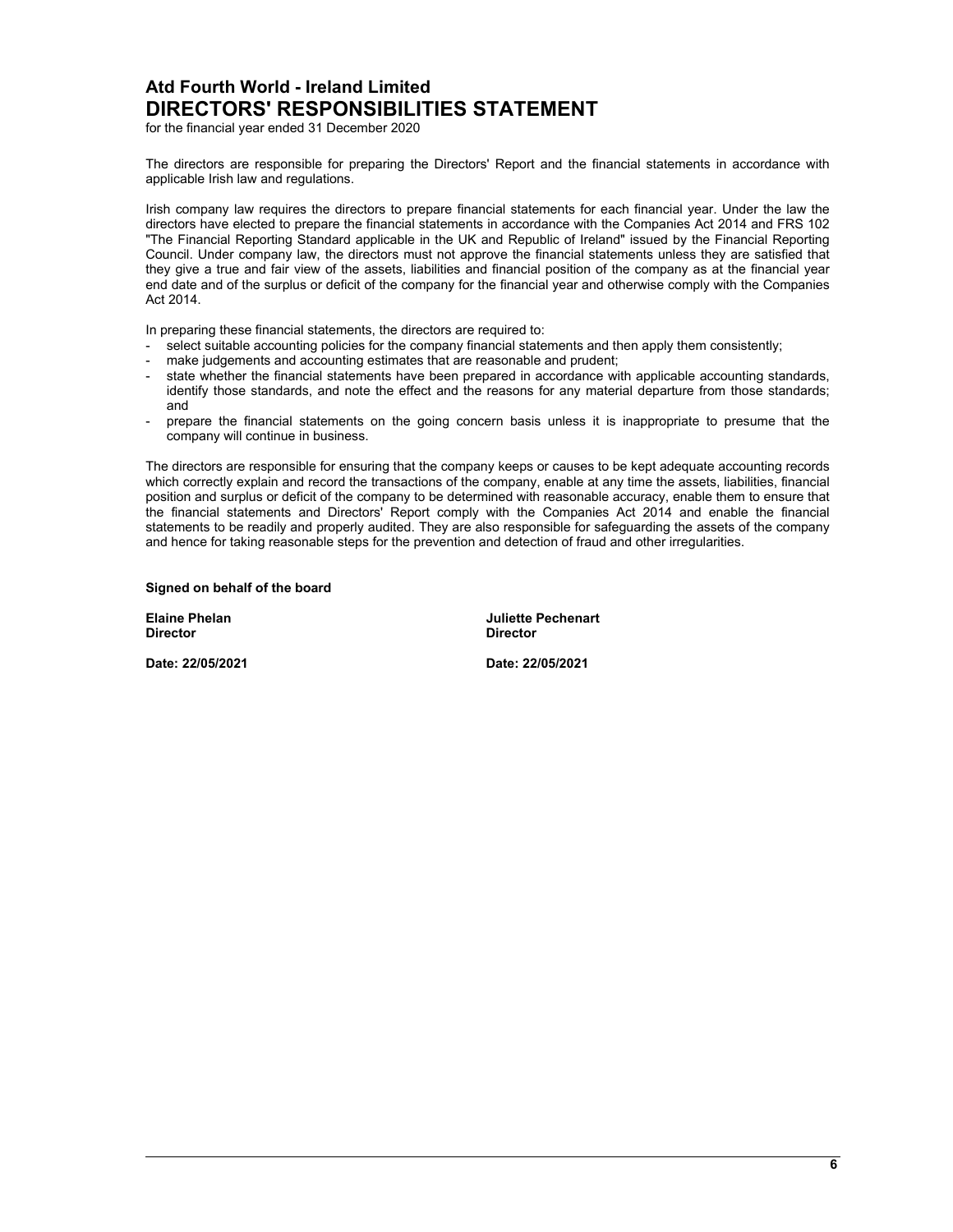# Atd Fourth World - Ireland Limited
## DIRECTORS' RESPONSIBILITIES STATEMENT

for the financial year ended 31 December 2020

The directors are responsible for preparing the Directors' Report and the financial statements in accordance with applicable Irish law and regulations.

Irish company law requires the directors to prepare financial statements for each financial year. Under the law the directors have elected to prepare the financial statements in accordance with the Companies Act 2014 and FRS 102 "The Financial Reporting Standard applicable in the UK and Republic of Ireland" issued by the Financial Reporting Council. Under company law, the directors must not approve the financial statements unless they are satisfied that they give a true and fair view of the assets, liabilities and financial position of the company as at the financial year end date and of the surplus or deficit of the company for the financial year and otherwise comply with the Companies Act 2014.

In preparing these financial statements, the directors are required to:

- select suitable accounting policies for the company financial statements and then apply them consistently;
- make judgements and accounting estimates that are reasonable and prudent;
- state whether the financial statements have been prepared in accordance with applicable accounting standards, identify those standards, and note the effect and the reasons for any material departure from those standards; and
- prepare the financial statements on the going concern basis unless it is inappropriate to presume that the company will continue in business.

The directors are responsible for ensuring that the company keeps or causes to be kept adequate accounting records which correctly explain and record the transactions of the company, enable at any time the assets, liabilities, financial position and surplus or deficit of the company to be determined with reasonable accuracy, enable them to ensure that the financial statements and Directors' Report comply with the Companies Act 2014 and enable the financial statements to be readily and properly audited. They are also responsible for safeguarding the assets of the company and hence for taking reasonable steps for the prevention and detection of fraud and other irregularities.

**Signed on behalf of the board**

**Elaine Phelan**
**Director**

**Date: 22/05/2021**

**Juliette Pechenart**
**Director**

**Date: 22/05/2021**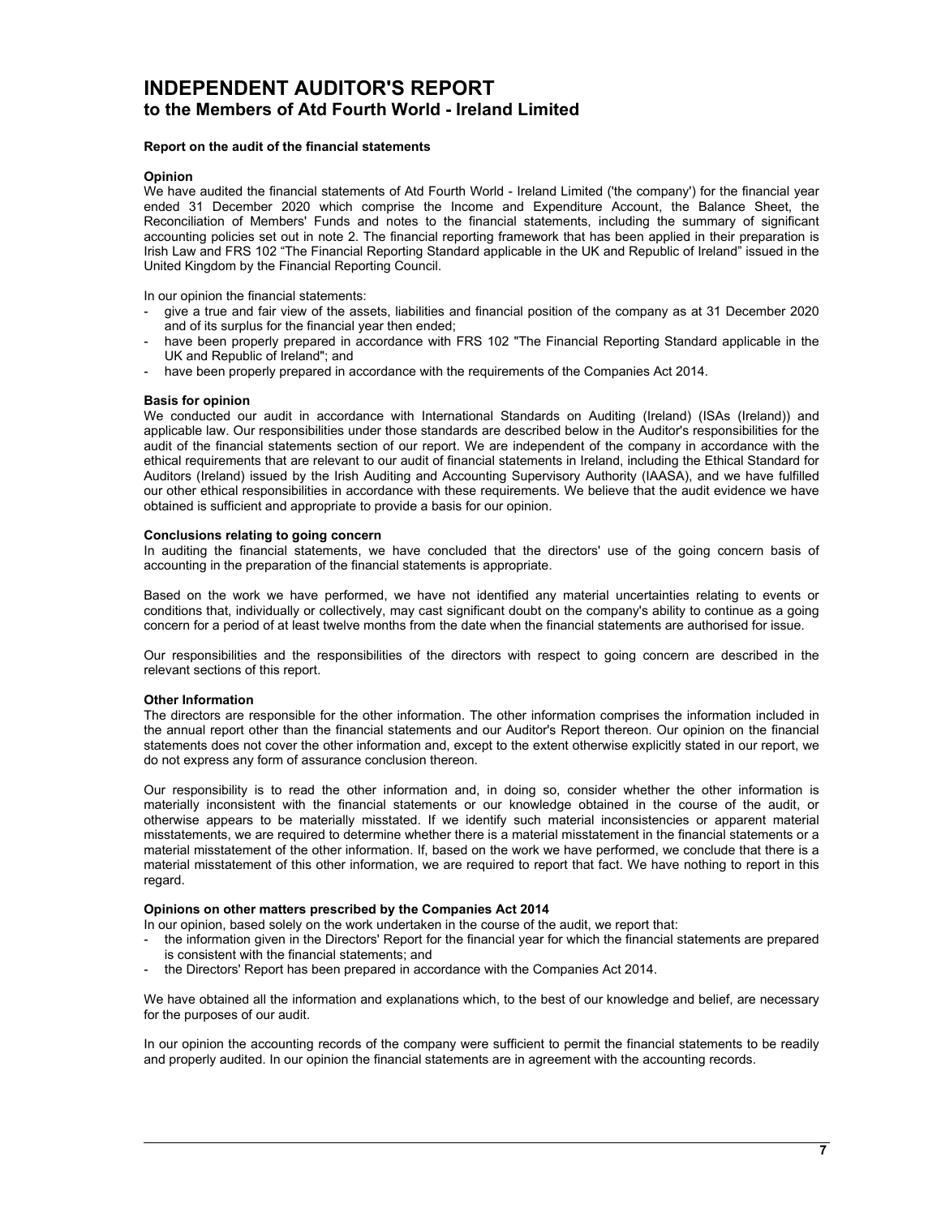# INDEPENDENT AUDITOR'S REPORT
## to the Members of Atd Fourth World - Ireland Limited

**Report on the audit of the financial statements**

**Opinion**

We have audited the financial statements of Atd Fourth World - Ireland Limited ('the company') for the financial year ended 31 December 2020 which comprise the Income and Expenditure Account, the Balance Sheet, the Reconciliation of Members' Funds and notes to the financial statements, including the summary of significant accounting policies set out in note 2. The financial reporting framework that has been applied in their preparation is Irish Law and FRS 102 "The Financial Reporting Standard applicable in the UK and Republic of Ireland" issued in the United Kingdom by the Financial Reporting Council.

In our opinion the financial statements:

- give a true and fair view of the assets, liabilities and financial position of the company as at 31 December 2020 and of its surplus for the financial year then ended;
- have been properly prepared in accordance with FRS 102 "The Financial Reporting Standard applicable in the UK and Republic of Ireland"; and
- have been properly prepared in accordance with the requirements of the Companies Act 2014.

**Basis for opinion**

We conducted our audit in accordance with International Standards on Auditing (Ireland) (ISAs (Ireland)) and applicable law. Our responsibilities under those standards are described below in the Auditor's responsibilities for the audit of the financial statements section of our report. We are independent of the company in accordance with the ethical requirements that are relevant to our audit of financial statements in Ireland, including the Ethical Standard for Auditors (Ireland) issued by the Irish Auditing and Accounting Supervisory Authority (IAASA), and we have fulfilled our other ethical responsibilities in accordance with these requirements. We believe that the audit evidence we have obtained is sufficient and appropriate to provide a basis for our opinion.

**Conclusions relating to going concern**

In auditing the financial statements, we have concluded that the directors' use of the going concern basis of accounting in the preparation of the financial statements is appropriate.

Based on the work we have performed, we have not identified any material uncertainties relating to events or conditions that, individually or collectively, may cast significant doubt on the company's ability to continue as a going concern for a period of at least twelve months from the date when the financial statements are authorised for issue.

Our responsibilities and the responsibilities of the directors with respect to going concern are described in the relevant sections of this report.

**Other Information**

The directors are responsible for the other information. The other information comprises the information included in the annual report other than the financial statements and our Auditor's Report thereon. Our opinion on the financial statements does not cover the other information and, except to the extent otherwise explicitly stated in our report, we do not express any form of assurance conclusion thereon.

Our responsibility is to read the other information and, in doing so, consider whether the other information is materially inconsistent with the financial statements or our knowledge obtained in the course of the audit, or otherwise appears to be materially misstated. If we identify such material inconsistencies or apparent material misstatements, we are required to determine whether there is a material misstatement in the financial statements or a material misstatement of the other information. If, based on the work we have performed, we conclude that there is a material misstatement of this other information, we are required to report that fact. We have nothing to report in this regard.

**Opinions on other matters prescribed by the Companies Act 2014**

In our opinion, based solely on the work undertaken in the course of the audit, we report that:

- the information given in the Directors' Report for the financial year for which the financial statements are prepared is consistent with the financial statements; and
- the Directors' Report has been prepared in accordance with the Companies Act 2014.

We have obtained all the information and explanations which, to the best of our knowledge and belief, are necessary for the purposes of our audit.

In our opinion the accounting records of the company were sufficient to permit the financial statements to be readily and properly audited. In our opinion the financial statements are in agreement with the accounting records.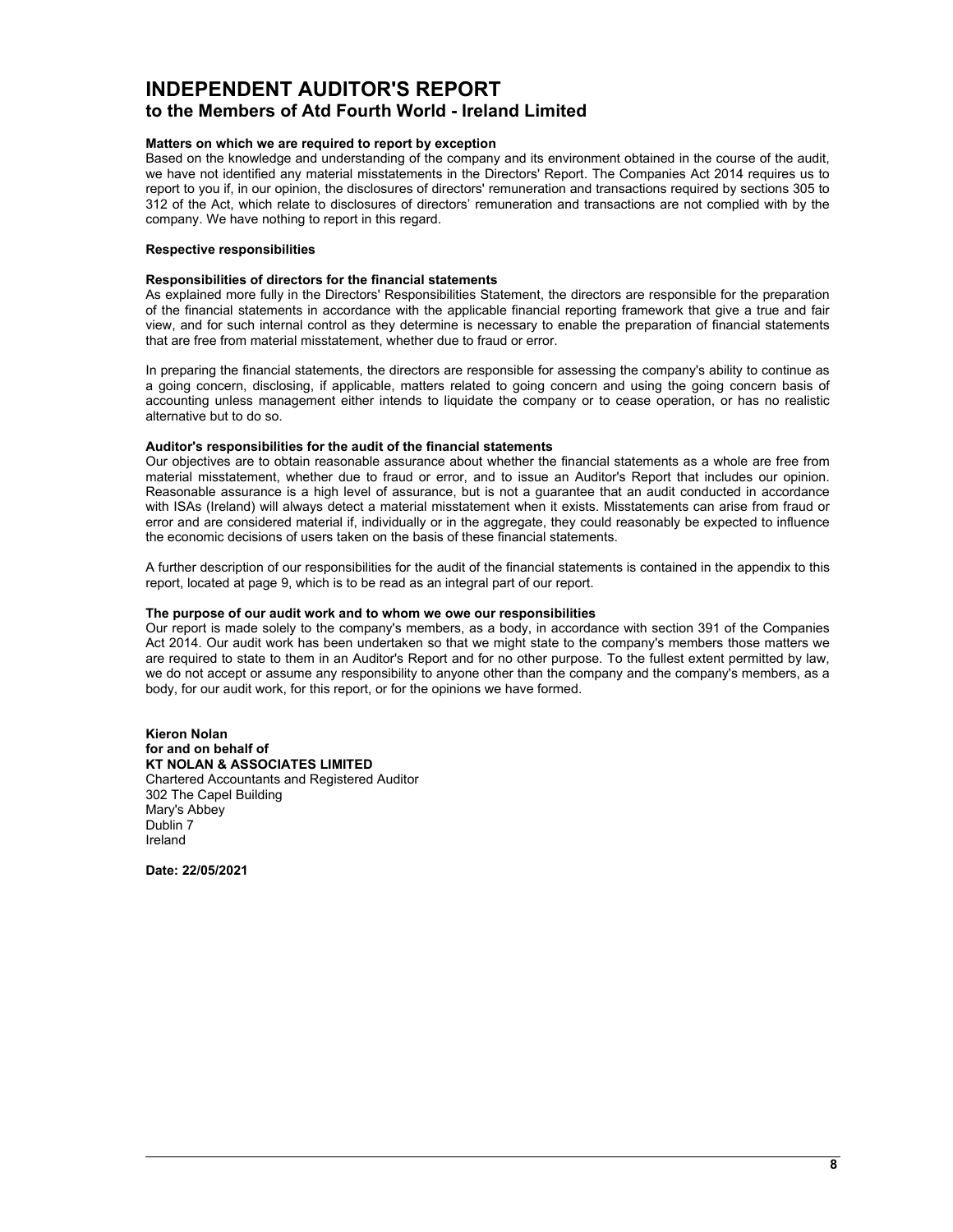# INDEPENDENT AUDITOR'S REPORT
## to the Members of Atd Fourth World - Ireland Limited

**Matters on which we are required to report by exception**

Based on the knowledge and understanding of the company and its environment obtained in the course of the audit, we have not identified any material misstatements in the Directors' Report. The Companies Act 2014 requires us to report to you if, in our opinion, the disclosures of directors' remuneration and transactions required by sections 305 to 312 of the Act, which relate to disclosures of directors' remuneration and transactions are not complied with by the company. We have nothing to report in this regard.

**Respective responsibilities**

**Responsibilities of directors for the financial statements**

As explained more fully in the Directors' Responsibilities Statement, the directors are responsible for the preparation of the financial statements in accordance with the applicable financial reporting framework that give a true and fair view, and for such internal control as they determine is necessary to enable the preparation of financial statements that are free from material misstatement, whether due to fraud or error.

In preparing the financial statements, the directors are responsible for assessing the company's ability to continue as a going concern, disclosing, if applicable, matters related to going concern and using the going concern basis of accounting unless management either intends to liquidate the company or to cease operation, or has no realistic alternative but to do so.

**Auditor's responsibilities for the audit of the financial statements**

Our objectives are to obtain reasonable assurance about whether the financial statements as a whole are free from material misstatement, whether due to fraud or error, and to issue an Auditor's Report that includes our opinion. Reasonable assurance is a high level of assurance, but is not a guarantee that an audit conducted in accordance with ISAs (Ireland) will always detect a material misstatement when it exists. Misstatements can arise from fraud or error and are considered material if, individually or in the aggregate, they could reasonably be expected to influence the economic decisions of users taken on the basis of these financial statements.

A further description of our responsibilities for the audit of the financial statements is contained in the appendix to this report, located at page 9, which is to be read as an integral part of our report.

**The purpose of our audit work and to whom we owe our responsibilities**

Our report is made solely to the company's members, as a body, in accordance with section 391 of the Companies Act 2014. Our audit work has been undertaken so that we might state to the company's members those matters we are required to state to them in an Auditor's Report and for no other purpose. To the fullest extent permitted by law, we do not accept or assume any responsibility to anyone other than the company and the company's members, as a body, for our audit work, for this report, or for the opinions we have formed.

**Kieron Nolan**
**for and on behalf of**
**KT NOLAN & ASSOCIATES LIMITED**
Chartered Accountants and Registered Auditor
302 The Capel Building
Mary's Abbey
Dublin 7
Ireland

**Date: 22/05/2021**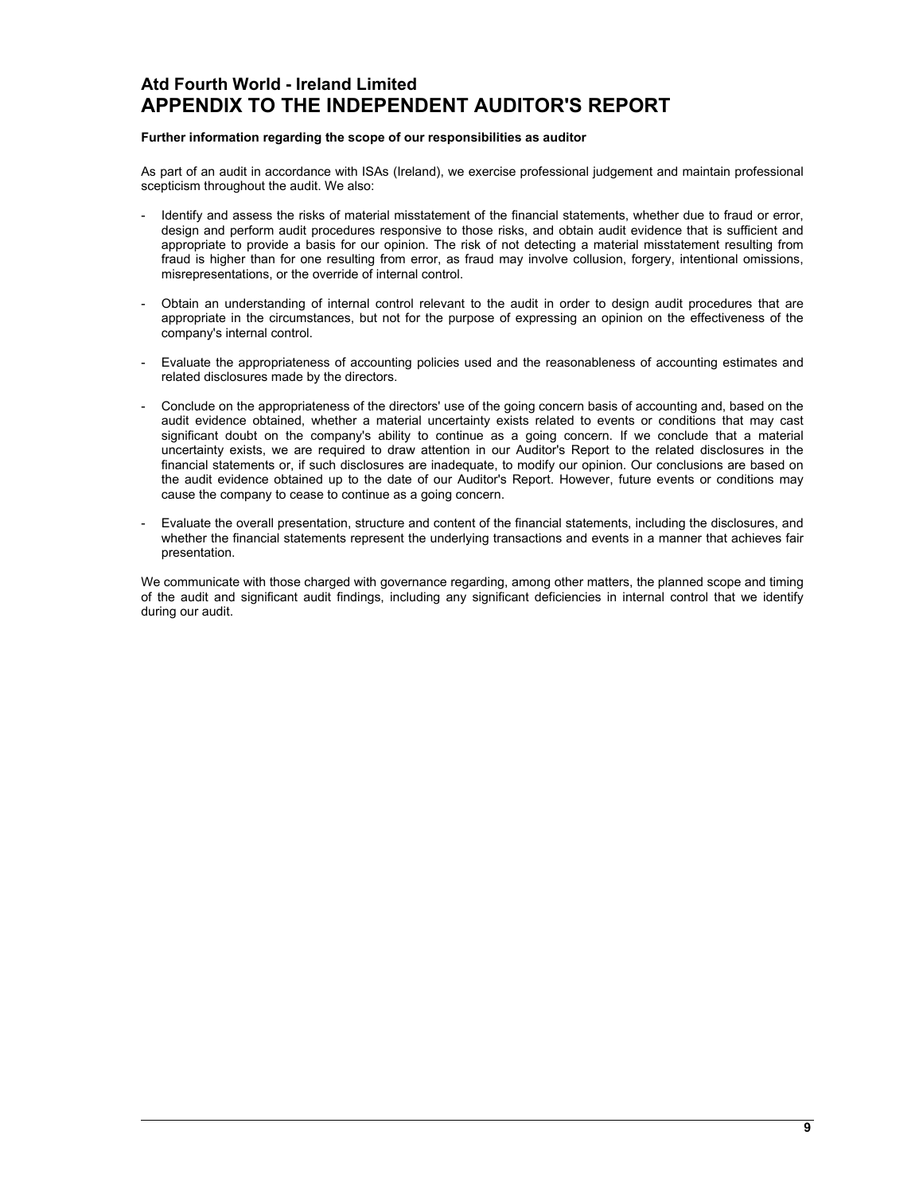# Atd Fourth World - Ireland Limited
# APPENDIX TO THE INDEPENDENT AUDITOR'S REPORT

**Further information regarding the scope of our responsibilities as auditor**

As part of an audit in accordance with ISAs (Ireland), we exercise professional judgement and maintain professional scepticism throughout the audit. We also:

- Identify and assess the risks of material misstatement of the financial statements, whether due to fraud or error, design and perform audit procedures responsive to those risks, and obtain audit evidence that is sufficient and appropriate to provide a basis for our opinion. The risk of not detecting a material misstatement resulting from fraud is higher than for one resulting from error, as fraud may involve collusion, forgery, intentional omissions, misrepresentations, or the override of internal control.

- Obtain an understanding of internal control relevant to the audit in order to design audit procedures that are appropriate in the circumstances, but not for the purpose of expressing an opinion on the effectiveness of the company's internal control.

- Evaluate the appropriateness of accounting policies used and the reasonableness of accounting estimates and related disclosures made by the directors.

- Conclude on the appropriateness of the directors' use of the going concern basis of accounting and, based on the audit evidence obtained, whether a material uncertainty exists related to events or conditions that may cast significant doubt on the company's ability to continue as a going concern. If we conclude that a material uncertainty exists, we are required to draw attention in our Auditor's Report to the related disclosures in the financial statements or, if such disclosures are inadequate, to modify our opinion. Our conclusions are based on the audit evidence obtained up to the date of our Auditor's Report. However, future events or conditions may cause the company to cease to continue as a going concern.

- Evaluate the overall presentation, structure and content of the financial statements, including the disclosures, and whether the financial statements represent the underlying transactions and events in a manner that achieves fair presentation.

We communicate with those charged with governance regarding, among other matters, the planned scope and timing of the audit and significant audit findings, including any significant deficiencies in internal control that we identify during our audit.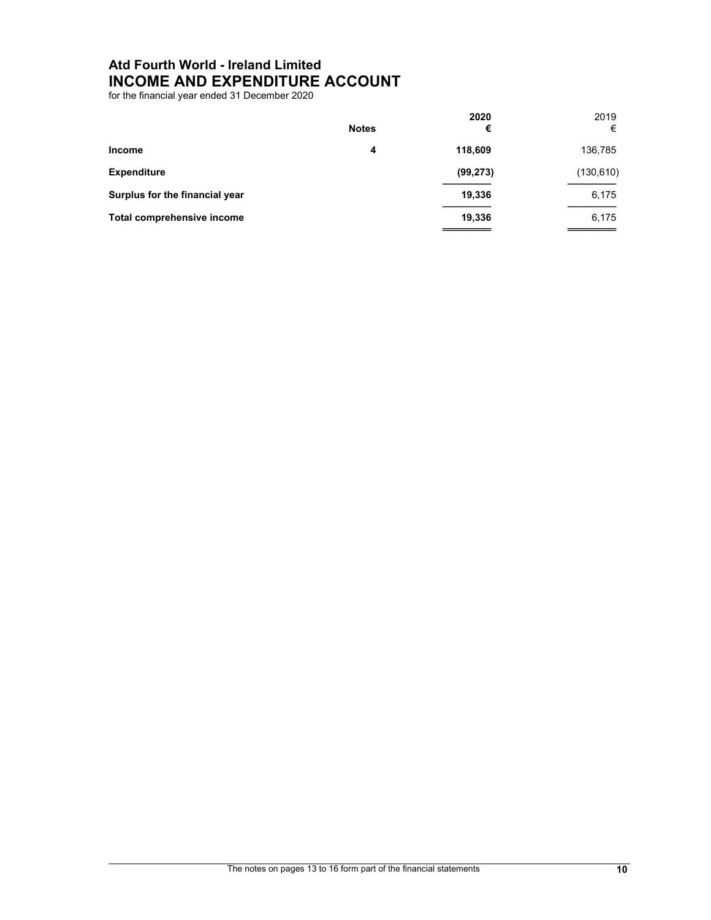# Atd Fourth World - Ireland Limited
## INCOME AND EXPENDITURE ACCOUNT

for the financial year ended 31 December 2020

| | Notes | 2020<br>€ | 2019<br>€ |
|---|---|---|---|
| **Income** | 4 | **118,609** | 136,785 |
| **Expenditure** | | **(99,273)** | (130,610) |
| **Surplus for the financial year** | | **19,336** | 6,175 |
| **Total comprehensive income** | | **19,336** | 6,175 |

The notes on pages 13 to 16 form part of the financial statements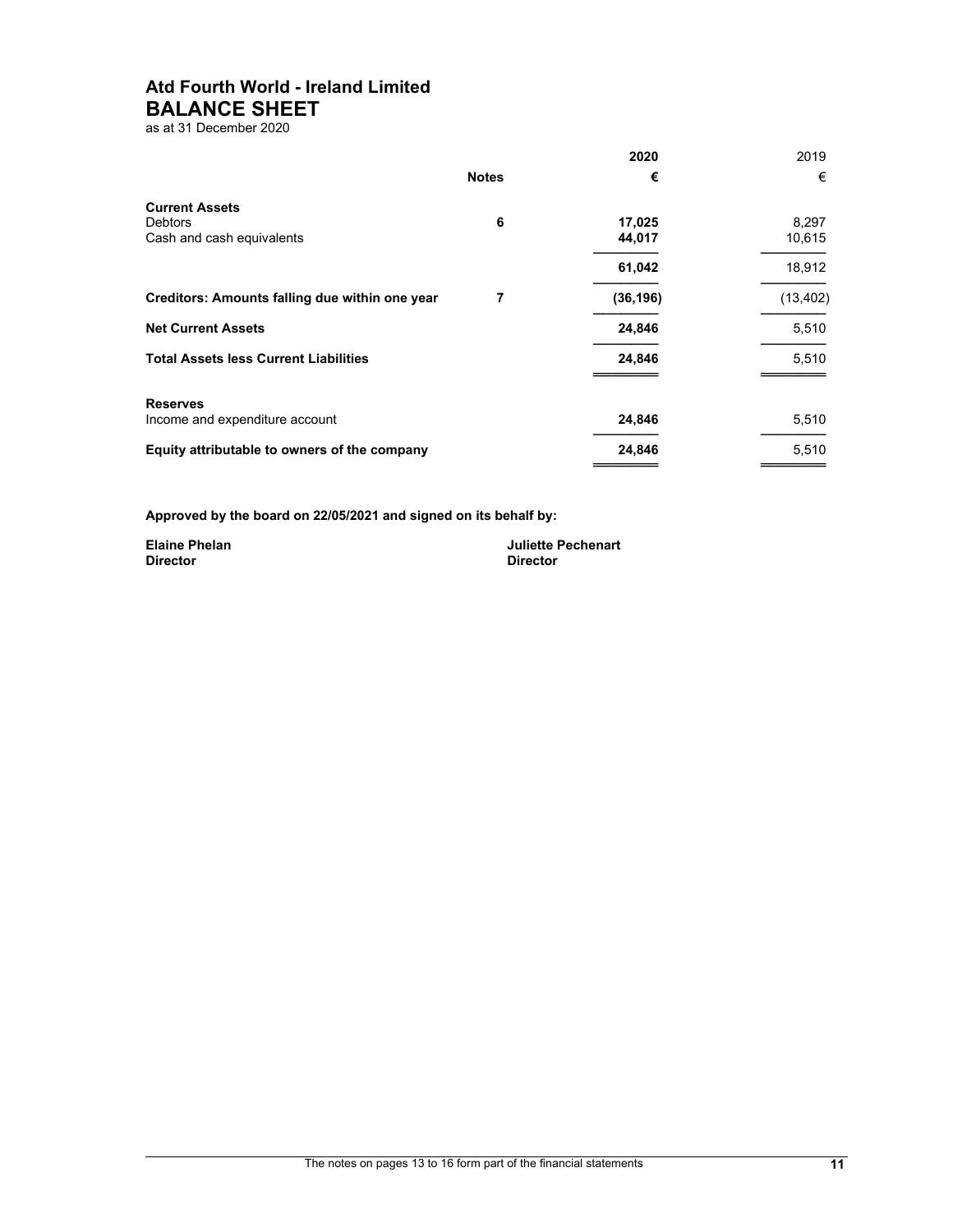# Atd Fourth World - Ireland Limited
## BALANCE SHEET
as at 31 December 2020

| | Notes | 2020 | 2019 |
|---|---|---|---|
| | | € | € |
| **Current Assets** | | | |
| Debtors | 6 | 17,025 | 8,297 |
| Cash and cash equivalents | | 44,017 | 10,615 |
| | | 61,042 | 18,912 |
| **Creditors: Amounts falling due within one year** | 7 | (36,196) | (13,402) |
| **Net Current Assets** | | 24,846 | 5,510 |
| **Total Assets less Current Liabilities** | | 24,846 | 5,510 |
| **Reserves** | | | |
| Income and expenditure account | | 24,846 | 5,510 |
| **Equity attributable to owners of the company** | | 24,846 | 5,510 |

**Approved by the board on 22/05/2021 and signed on its behalf by:**

**Elaine Phelan**
**Director**

**Juliette Pechenart**
**Director**

The notes on pages 13 to 16 form part of the financial statements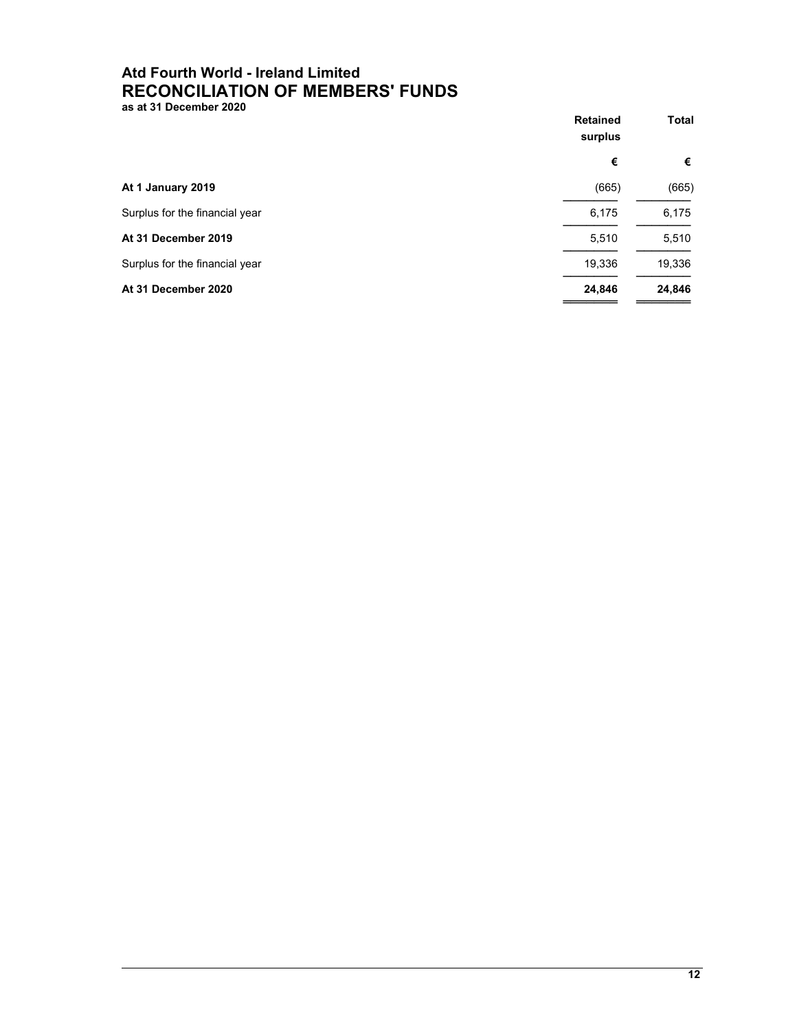# Atd Fourth World - Ireland Limited

## RECONCILIATION OF MEMBERS' FUNDS

**as at 31 December 2020**

| | Retained surplus | Total |
|---|---|---|
| | € | € |
| **At 1 January 2019** | (665) | (665) |
| Surplus for the financial year | 6,175 | 6,175 |
| **At 31 December 2019** | 5,510 | 5,510 |
| Surplus for the financial year | 19,336 | 19,336 |
| **At 31 December 2020** | **24,846** | **24,846** |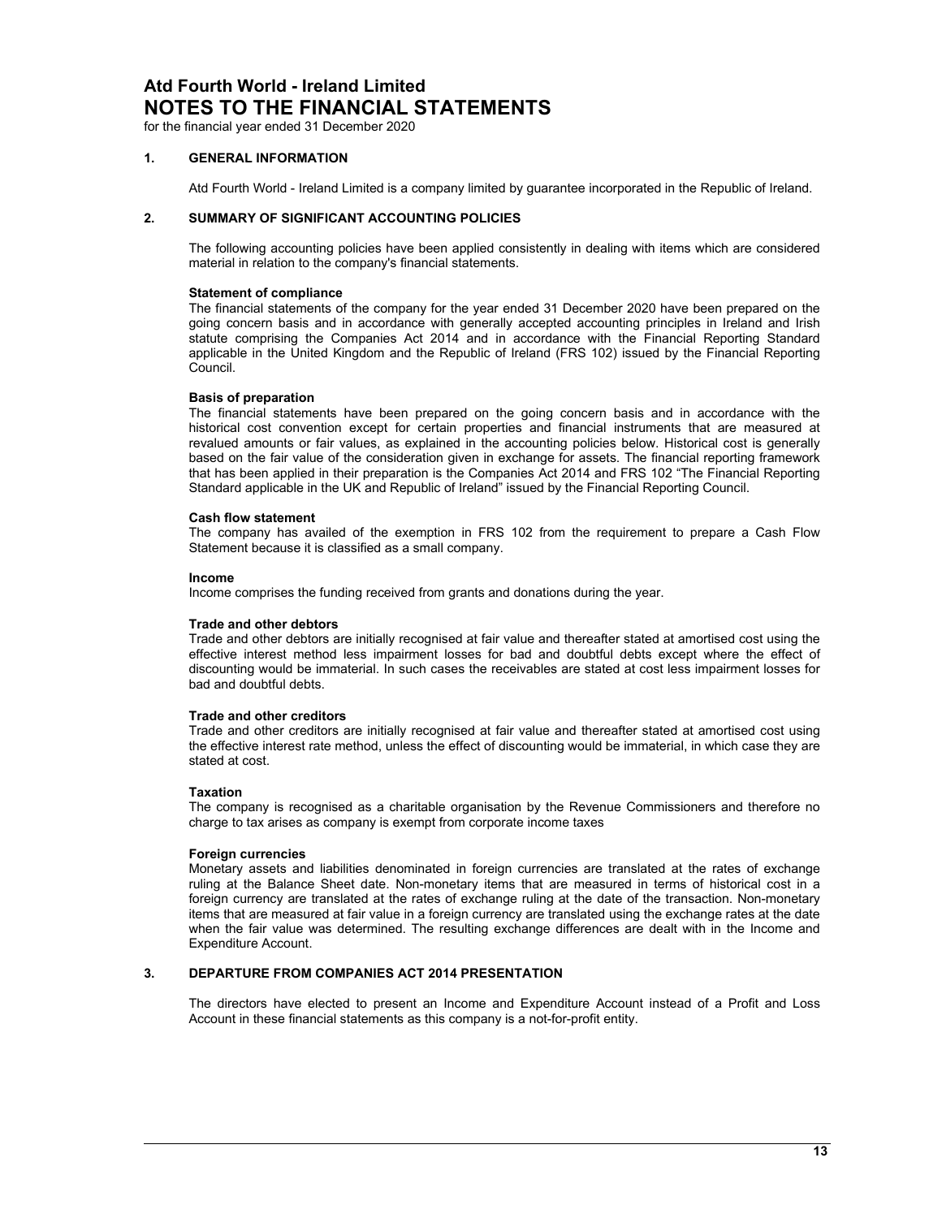# Atd Fourth World - Ireland Limited
# NOTES TO THE FINANCIAL STATEMENTS

for the financial year ended 31 December 2020

## 1. GENERAL INFORMATION

Atd Fourth World - Ireland Limited is a company limited by guarantee incorporated in the Republic of Ireland.

## 2. SUMMARY OF SIGNIFICANT ACCOUNTING POLICIES

The following accounting policies have been applied consistently in dealing with items which are considered material in relation to the company's financial statements.

**Statement of compliance**
The financial statements of the company for the year ended 31 December 2020 have been prepared on the going concern basis and in accordance with generally accepted accounting principles in Ireland and Irish statute comprising the Companies Act 2014 and in accordance with the Financial Reporting Standard applicable in the United Kingdom and the Republic of Ireland (FRS 102) issued by the Financial Reporting Council.

**Basis of preparation**
The financial statements have been prepared on the going concern basis and in accordance with the historical cost convention except for certain properties and financial instruments that are measured at revalued amounts or fair values, as explained in the accounting policies below. Historical cost is generally based on the fair value of the consideration given in exchange for assets. The financial reporting framework that has been applied in their preparation is the Companies Act 2014 and FRS 102 "The Financial Reporting Standard applicable in the UK and Republic of Ireland" issued by the Financial Reporting Council.

**Cash flow statement**
The company has availed of the exemption in FRS 102 from the requirement to prepare a Cash Flow Statement because it is classified as a small company.

**Income**
Income comprises the funding received from grants and donations during the year.

**Trade and other debtors**
Trade and other debtors are initially recognised at fair value and thereafter stated at amortised cost using the effective interest method less impairment losses for bad and doubtful debts except where the effect of discounting would be immaterial. In such cases the receivables are stated at cost less impairment losses for bad and doubtful debts.

**Trade and other creditors**
Trade and other creditors are initially recognised at fair value and thereafter stated at amortised cost using the effective interest rate method, unless the effect of discounting would be immaterial, in which case they are stated at cost.

**Taxation**
The company is recognised as a charitable organisation by the Revenue Commissioners and therefore no charge to tax arises as company is exempt from corporate income taxes

**Foreign currencies**
Monetary assets and liabilities denominated in foreign currencies are translated at the rates of exchange ruling at the Balance Sheet date. Non-monetary items that are measured in terms of historical cost in a foreign currency are translated at the rates of exchange ruling at the date of the transaction. Non-monetary items that are measured at fair value in a foreign currency are translated using the exchange rates at the date when the fair value was determined. The resulting exchange differences are dealt with in the Income and Expenditure Account.

## 3. DEPARTURE FROM COMPANIES ACT 2014 PRESENTATION

The directors have elected to present an Income and Expenditure Account instead of a Profit and Loss Account in these financial statements as this company is a not-for-profit entity.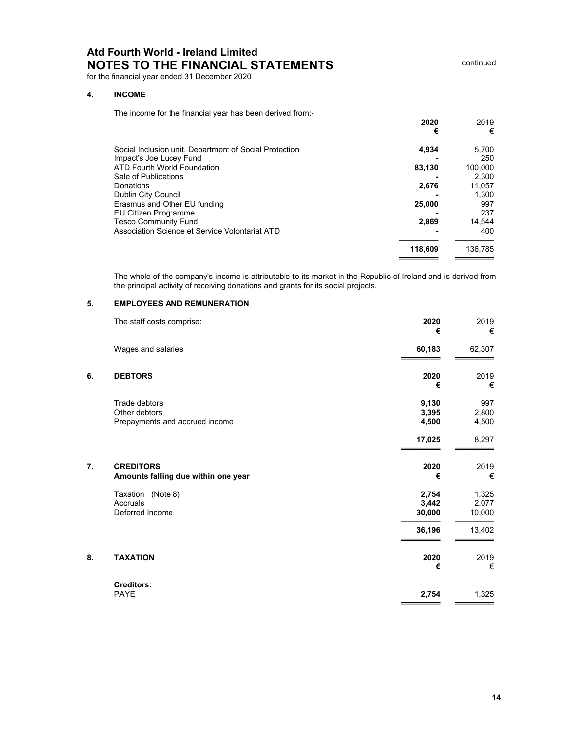# Atd Fourth World - Ireland Limited
## NOTES TO THE FINANCIAL STATEMENTS

continued

for the financial year ended 31 December 2020

### 4. INCOME

The income for the financial year has been derived from:-

| | 2020 € | 2019 € |
|---|---|---|
| Social Inclusion unit, Department of Social Protection | **4,934** | 5,700 |
| Impact's Joe Lucey Fund | **-** | 250 |
| ATD Fourth World Foundation | **83,130** | 100,000 |
| Sale of Publications | **-** | 2,300 |
| Donations | **2,676** | 11,057 |
| Dublin City Council | **-** | 1,300 |
| Erasmus and Other EU funding | **25,000** | 997 |
| EU Citizen Programme | **-** | 237 |
| Tesco Community Fund | **2,869** | 14,544 |
| Association Science et Service Volontariat ATD | **-** | 400 |
| | **118,609** | 136,785 |

The whole of the company's income is attributable to its market in the Republic of Ireland and is derived from the principal activity of receiving donations and grants for its social projects.

### 5. EMPLOYEES AND REMUNERATION

| The staff costs comprise: | 2020 € | 2019 € |
|---|---|---|
| Wages and salaries | **60,183** | 62,307 |

### 6. DEBTORS

| | 2020 € | 2019 € |
|---|---|---|
| Trade debtors | **9,130** | 997 |
| Other debtors | **3,395** | 2,800 |
| Prepayments and accrued income | **4,500** | 4,500 |
| | **17,025** | 8,297 |

### 7. CREDITORS
**Amounts falling due within one year**

| | 2020 € | 2019 € |
|---|---|---|
| Taxation (Note 8) | **2,754** | 1,325 |
| Accruals | **3,442** | 2,077 |
| Deferred Income | **30,000** | 10,000 |
| | **36,196** | 13,402 |

### 8. TAXATION

| | 2020 € | 2019 € |
|---|---|---|
| **Creditors:** | | |
| PAYE | **2,754** | 1,325 |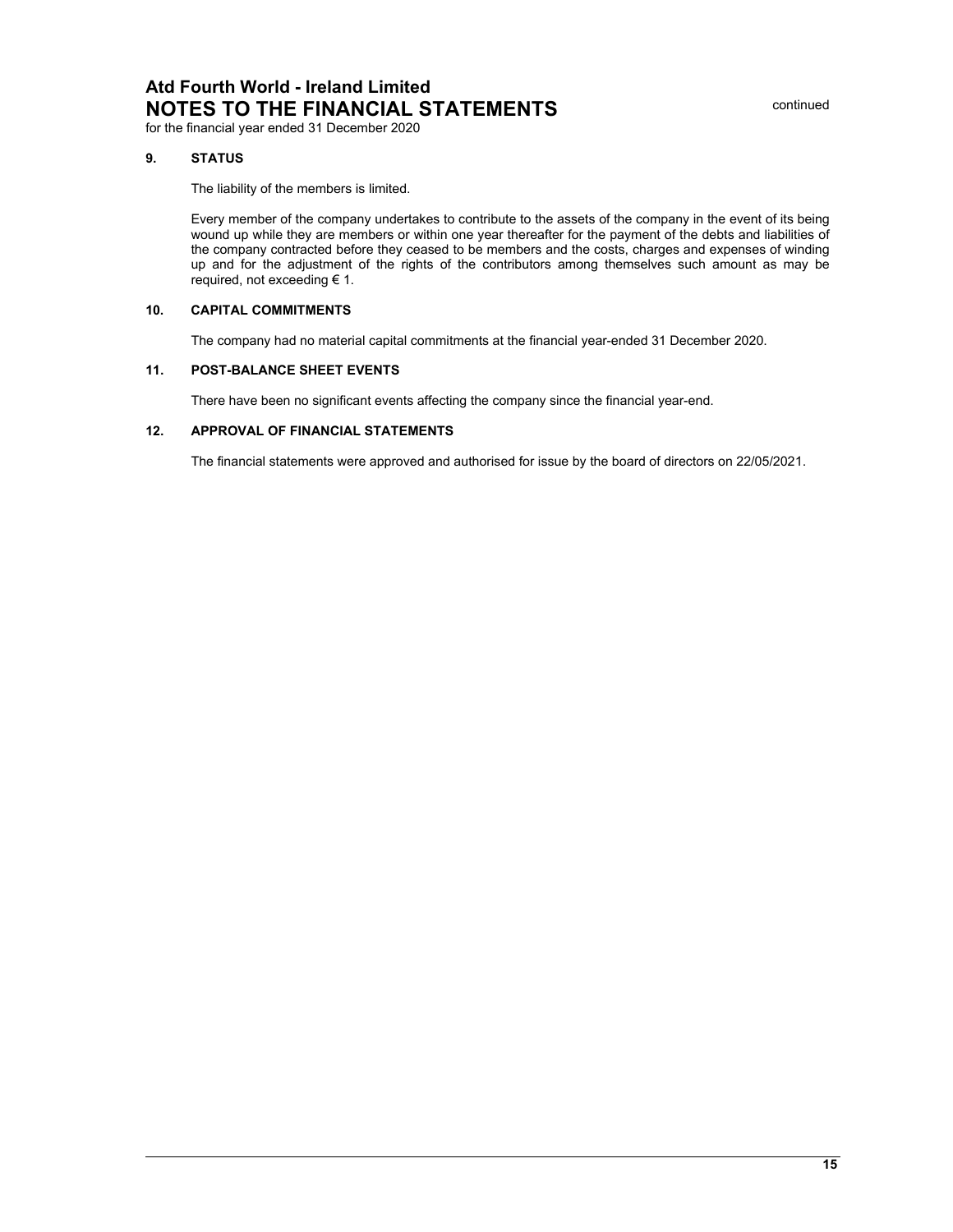# Atd Fourth World - Ireland Limited
## NOTES TO THE FINANCIAL STATEMENTS

continued

for the financial year ended 31 December 2020

### 9. STATUS

The liability of the members is limited.

Every member of the company undertakes to contribute to the assets of the company in the event of its being wound up while they are members or within one year thereafter for the payment of the debts and liabilities of the company contracted before they ceased to be members and the costs, charges and expenses of winding up and for the adjustment of the rights of the contributors among themselves such amount as may be required, not exceeding € 1.

### 10. CAPITAL COMMITMENTS

The company had no material capital commitments at the financial year-ended 31 December 2020.

### 11. POST-BALANCE SHEET EVENTS

There have been no significant events affecting the company since the financial year-end.

### 12. APPROVAL OF FINANCIAL STATEMENTS

The financial statements were approved and authorised for issue by the board of directors on 22/05/2021.